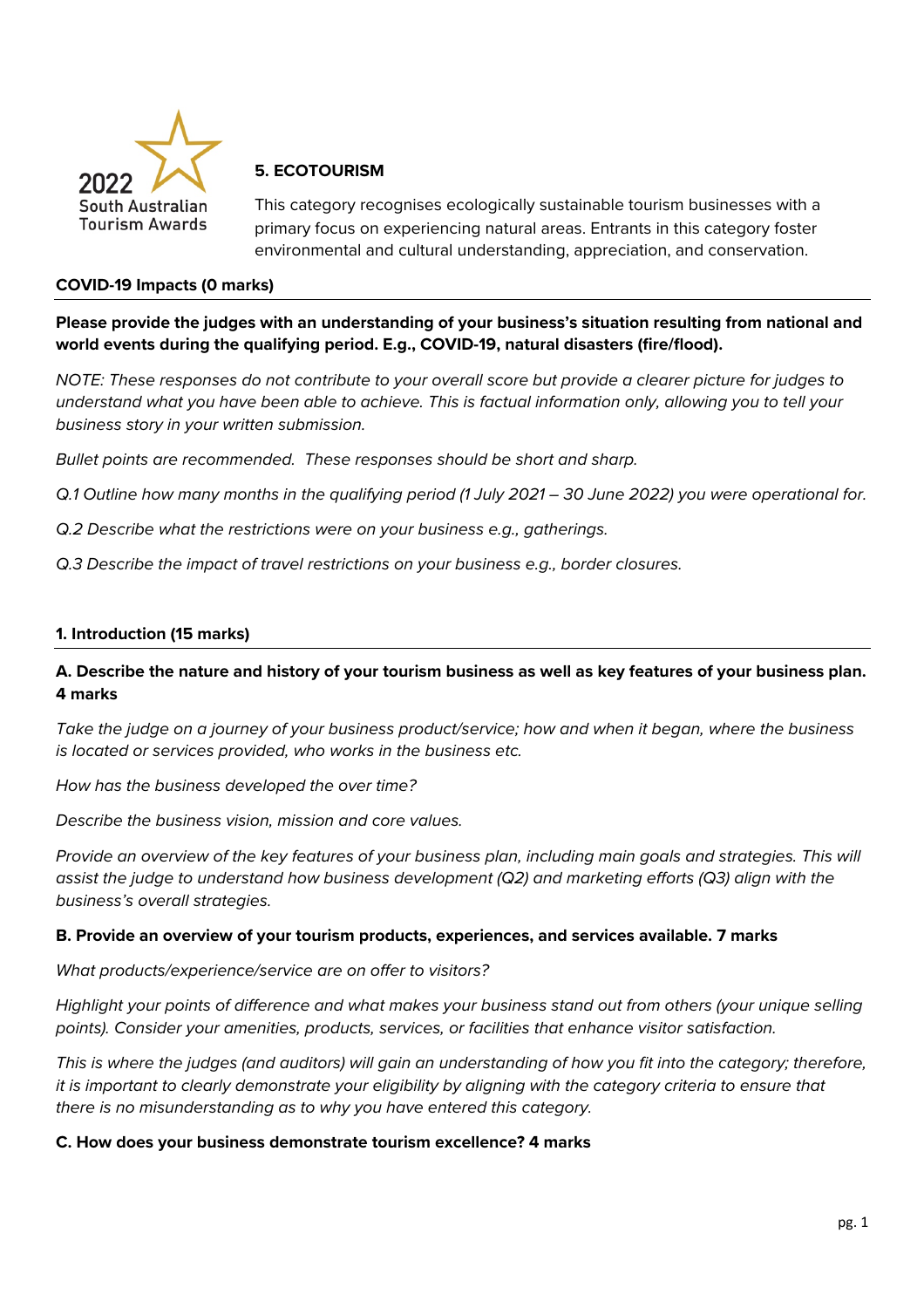2022 South Australian Tourism Awards

## 5. ECOTOURISM

This category recognises ecologically sustainable tourism businesses with a primary focus on experiencing natural areas. Entrants in this category foster environmental and cultural understanding, appreciation, and conservation.

### COVID-19 Impacts (0 marks)

**Please provide the judges with an understanding of your business's situation resulting from national and world events during the qualifying period. E.g., COVID-19, natural disasters (fire/flood).**

*NOTE: These responses do not contribute to your overall score but provide a clearer picture for judges to understand what you have been able to achieve. This is factual information only, allowing you to tell your business story in your written submission.*

*Bullet points are recommended. These responses should be short and sharp.*

*Q.1 Outline how many months in the qualifying period (1 July 2021 – 30 June 2022) you were operational for.*

*Q.2 Describe what the restrictions were on your business e.g., gatherings.*

*Q.3 Describe the impact of travel restrictions on your business e.g., border closures.*

### 1. Introduction (15 marks)

**A. Describe the nature and history of your tourism business as well as key features of your business plan. 4 marks**

*Take the judge on a journey of your business product/service; how and when it began, where the business is located or services provided, who works in the business etc.*

*How has the business developed the over time?*

*Describe the business vision, mission and core values.*

*Provide an overview of the key features of your business plan, including main goals and strategies. This will assist the judge to understand how business development (Q2) and marketing efforts (Q3) align with the business's overall strategies.*

**B. Provide an overview of your tourism products, experiences, and services available. 7 marks**

*What products/experience/service are on offer to visitors?*

*Highlight your points of difference and what makes your business stand out from others (your unique selling points). Consider your amenities, products, services, or facilities that enhance visitor satisfaction.*

*This is where the judges (and auditors) will gain an understanding of how you fit into the category; therefore, it is important to clearly demonstrate your eligibility by aligning with the category criteria to ensure that there is no misunderstanding as to why you have entered this category.*

**C. How does your business demonstrate tourism excellence? 4 marks**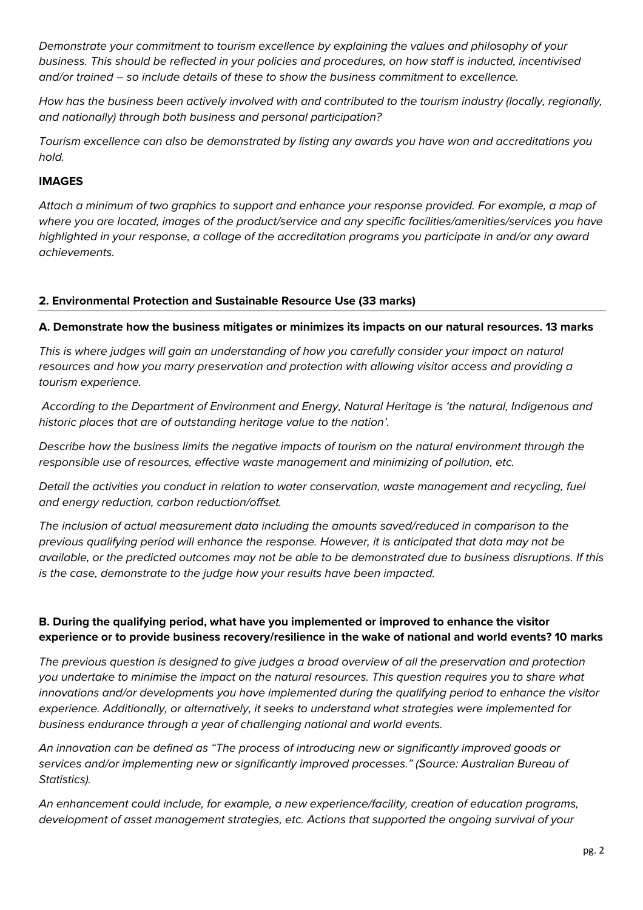*Demonstrate your commitment to tourism excellence by explaining the values and philosophy of your business. This should be reflected in your policies and procedures, on how staff is inducted, incentivised and/or trained – so include details of these to show the business commitment to excellence.*

*How has the business been actively involved with and contributed to the tourism industry (locally, regionally, and nationally) through both business and personal participation?*

*Tourism excellence can also be demonstrated by listing any awards you have won and accreditations you hold.*

**IMAGES**

*Attach a minimum of two graphics to support and enhance your response provided. For example, a map of where you are located, images of the product/service and any specific facilities/amenities/services you have highlighted in your response, a collage of the accreditation programs you participate in and/or any award achievements.*

## 2. Environmental Protection and Sustainable Resource Use (33 marks)

### A. Demonstrate how the business mitigates or minimizes its impacts on our natural resources. 13 marks

*This is where judges will gain an understanding of how you carefully consider your impact on natural resources and how you marry preservation and protection with allowing visitor access and providing a tourism experience.*

*According to the Department of Environment and Energy, Natural Heritage is 'the natural, Indigenous and historic places that are of outstanding heritage value to the nation'.*

*Describe how the business limits the negative impacts of tourism on the natural environment through the responsible use of resources, effective waste management and minimizing of pollution, etc.*

*Detail the activities you conduct in relation to water conservation, waste management and recycling, fuel and energy reduction, carbon reduction/offset.*

*The inclusion of actual measurement data including the amounts saved/reduced in comparison to the previous qualifying period will enhance the response. However, it is anticipated that data may not be available, or the predicted outcomes may not be able to be demonstrated due to business disruptions. If this is the case, demonstrate to the judge how your results have been impacted.*

### B. During the qualifying period, what have you implemented or improved to enhance the visitor experience or to provide business recovery/resilience in the wake of national and world events? 10 marks

*The previous question is designed to give judges a broad overview of all the preservation and protection you undertake to minimise the impact on the natural resources. This question requires you to share what innovations and/or developments you have implemented during the qualifying period to enhance the visitor experience. Additionally, or alternatively, it seeks to understand what strategies were implemented for business endurance through a year of challenging national and world events.*

*An innovation can be defined as "The process of introducing new or significantly improved goods or services and/or implementing new or significantly improved processes." (Source: Australian Bureau of Statistics).*

*An enhancement could include, for example, a new experience/facility, creation of education programs, development of asset management strategies, etc. Actions that supported the ongoing survival of your*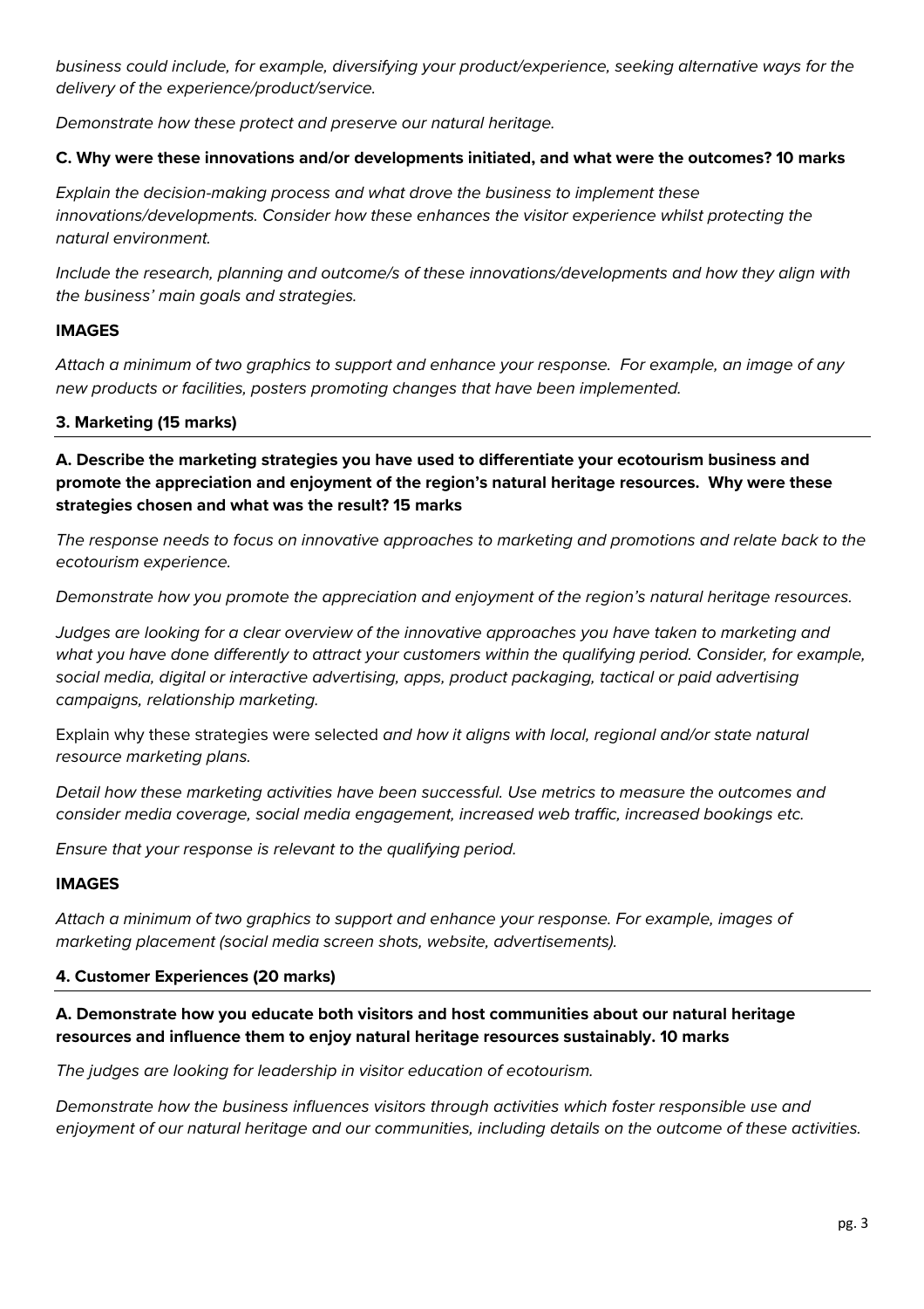*business could include, for example, diversifying your product/experience, seeking alternative ways for the delivery of the experience/product/service.*

*Demonstrate how these protect and preserve our natural heritage.*

**C. Why were these innovations and/or developments initiated, and what were the outcomes? 10 marks**

*Explain the decision-making process and what drove the business to implement these innovations/developments. Consider how these enhances the visitor experience whilst protecting the natural environment.*

*Include the research, planning and outcome/s of these innovations/developments and how they align with the business' main goals and strategies.*

**IMAGES**

*Attach a minimum of two graphics to support and enhance your response. For example, an image of any new products or facilities, posters promoting changes that have been implemented.*

### 3. Marketing (15 marks)

**A. Describe the marketing strategies you have used to differentiate your ecotourism business and promote the appreciation and enjoyment of the region's natural heritage resources. Why were these strategies chosen and what was the result? 15 marks**

*The response needs to focus on innovative approaches to marketing and promotions and relate back to the ecotourism experience.*

*Demonstrate how you promote the appreciation and enjoyment of the region's natural heritage resources.*

*Judges are looking for a clear overview of the innovative approaches you have taken to marketing and what you have done differently to attract your customers within the qualifying period. Consider, for example, social media, digital or interactive advertising, apps, product packaging, tactical or paid advertising campaigns, relationship marketing.*

Explain why these strategies were selected *and how it aligns with local, regional and/or state natural resource marketing plans.*

*Detail how these marketing activities have been successful. Use metrics to measure the outcomes and consider media coverage, social media engagement, increased web traffic, increased bookings etc.*

*Ensure that your response is relevant to the qualifying period.*

**IMAGES**

*Attach a minimum of two graphics to support and enhance your response. For example, images of marketing placement (social media screen shots, website, advertisements).*

### 4. Customer Experiences (20 marks)

**A. Demonstrate how you educate both visitors and host communities about our natural heritage resources and influence them to enjoy natural heritage resources sustainably. 10 marks**

*The judges are looking for leadership in visitor education of ecotourism.*

*Demonstrate how the business influences visitors through activities which foster responsible use and enjoyment of our natural heritage and our communities, including details on the outcome of these activities.*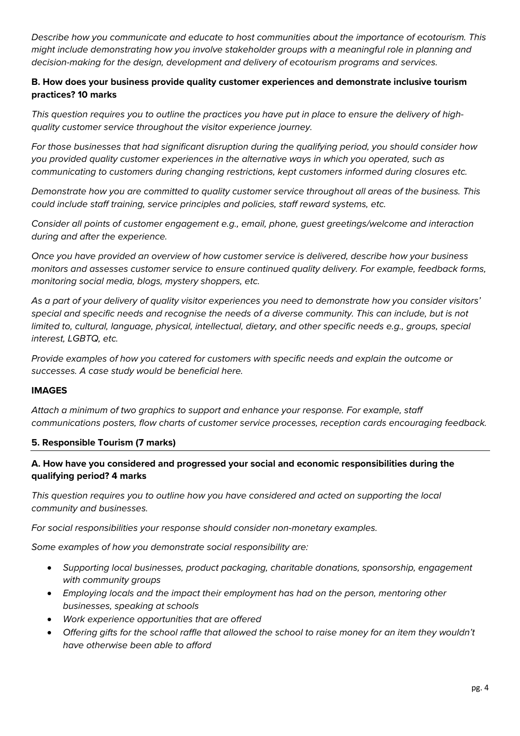*Describe how you communicate and educate to host communities about the importance of ecotourism. This might include demonstrating how you involve stakeholder groups with a meaningful role in planning and decision-making for the design, development and delivery of ecotourism programs and services.*

**B. How does your business provide quality customer experiences and demonstrate inclusive tourism practices? 10 marks**

*This question requires you to outline the practices you have put in place to ensure the delivery of high-quality customer service throughout the visitor experience journey.*

*For those businesses that had significant disruption during the qualifying period, you should consider how you provided quality customer experiences in the alternative ways in which you operated, such as communicating to customers during changing restrictions, kept customers informed during closures etc.*

*Demonstrate how you are committed to quality customer service throughout all areas of the business. This could include staff training, service principles and policies, staff reward systems, etc.*

*Consider all points of customer engagement e.g., email, phone, guest greetings/welcome and interaction during and after the experience.*

*Once you have provided an overview of how customer service is delivered, describe how your business monitors and assesses customer service to ensure continued quality delivery. For example, feedback forms, monitoring social media, blogs, mystery shoppers, etc.*

*As a part of your delivery of quality visitor experiences you need to demonstrate how you consider visitors' special and specific needs and recognise the needs of a diverse community. This can include, but is not limited to, cultural, language, physical, intellectual, dietary, and other specific needs e.g., groups, special interest, LGBTQ, etc.*

*Provide examples of how you catered for customers with specific needs and explain the outcome or successes. A case study would be beneficial here.*

**IMAGES**

*Attach a minimum of two graphics to support and enhance your response. For example, staff communications posters, flow charts of customer service processes, reception cards encouraging feedback.*

### 5. Responsible Tourism (7 marks)

**A. How have you considered and progressed your social and economic responsibilities during the qualifying period? 4 marks**

*This question requires you to outline how you have considered and acted on supporting the local community and businesses.*

*For social responsibilities your response should consider non-monetary examples.*

*Some examples of how you demonstrate social responsibility are:*

- *Supporting local businesses, product packaging, charitable donations, sponsorship, engagement with community groups*
- *Employing locals and the impact their employment has had on the person, mentoring other businesses, speaking at schools*
- *Work experience opportunities that are offered*
- *Offering gifts for the school raffle that allowed the school to raise money for an item they wouldn't have otherwise been able to afford*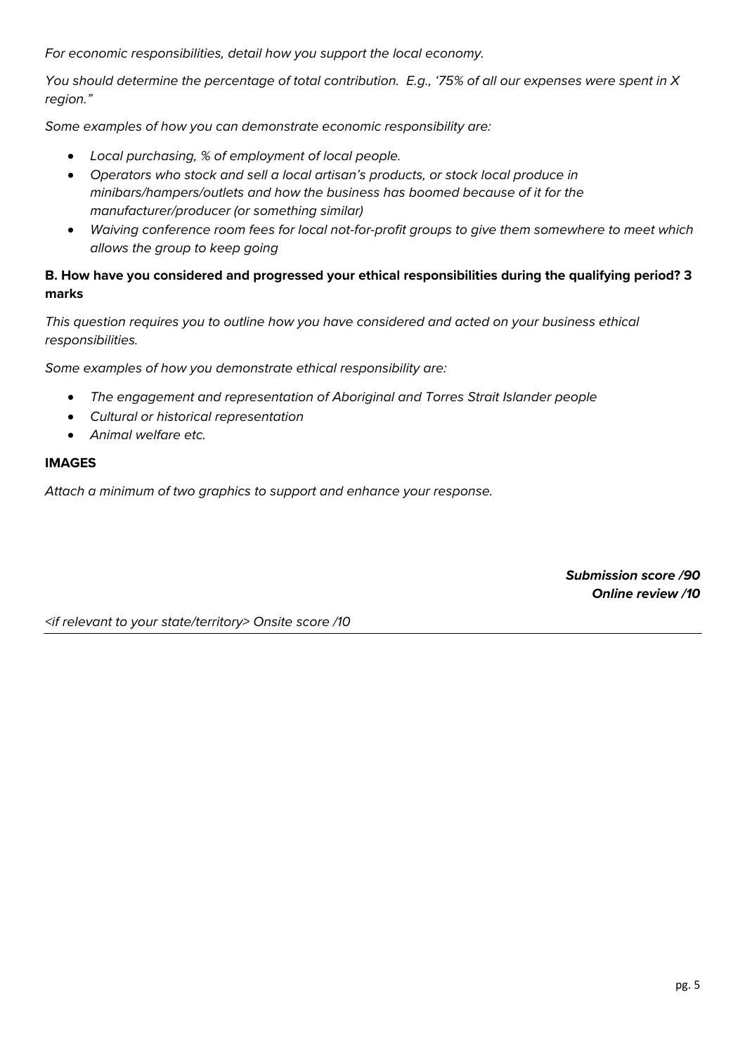*For economic responsibilities, detail how you support the local economy.*

*You should determine the percentage of total contribution. E.g., '75% of all our expenses were spent in X region."*

*Some examples of how you can demonstrate economic responsibility are:*

- *Local purchasing, % of employment of local people.*
- *Operators who stock and sell a local artisan's products, or stock local produce in minibars/hampers/outlets and how the business has boomed because of it for the manufacturer/producer (or something similar)*
- *Waiving conference room fees for local not-for-profit groups to give them somewhere to meet which allows the group to keep going*

**B. How have you considered and progressed your ethical responsibilities during the qualifying period? 3 marks**

*This question requires you to outline how you have considered and acted on your business ethical responsibilities.*

*Some examples of how you demonstrate ethical responsibility are:*

- *The engagement and representation of Aboriginal and Torres Strait Islander people*
- *Cultural or historical representation*
- *Animal welfare etc.*

**IMAGES**

*Attach a minimum of two graphics to support and enhance your response.*

***Submission score /90***
***Online review /10***

*<if relevant to your state/territory> Onsite score /10*